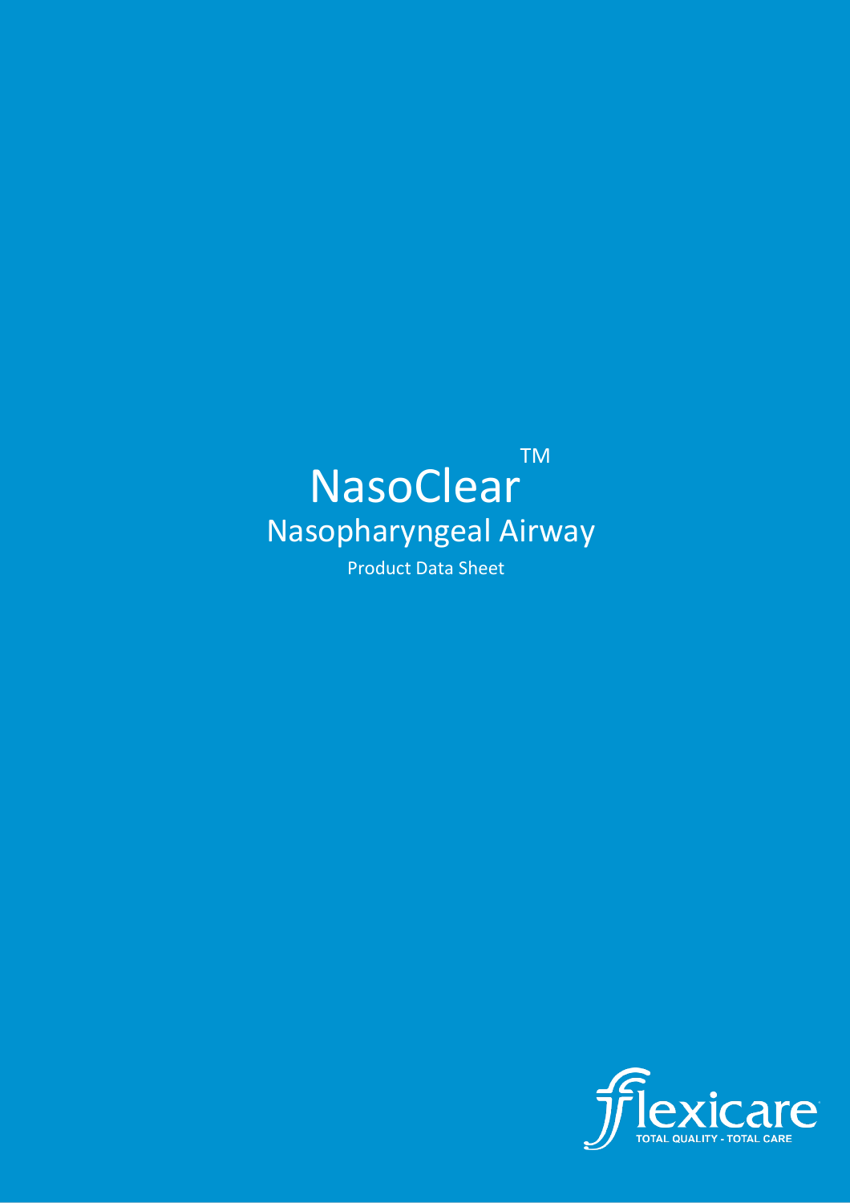# NasoClear™

## Nasopharyngeal Airway

Product Data Sheet

flexicare

TOTAL QUALITY - TOTAL CARE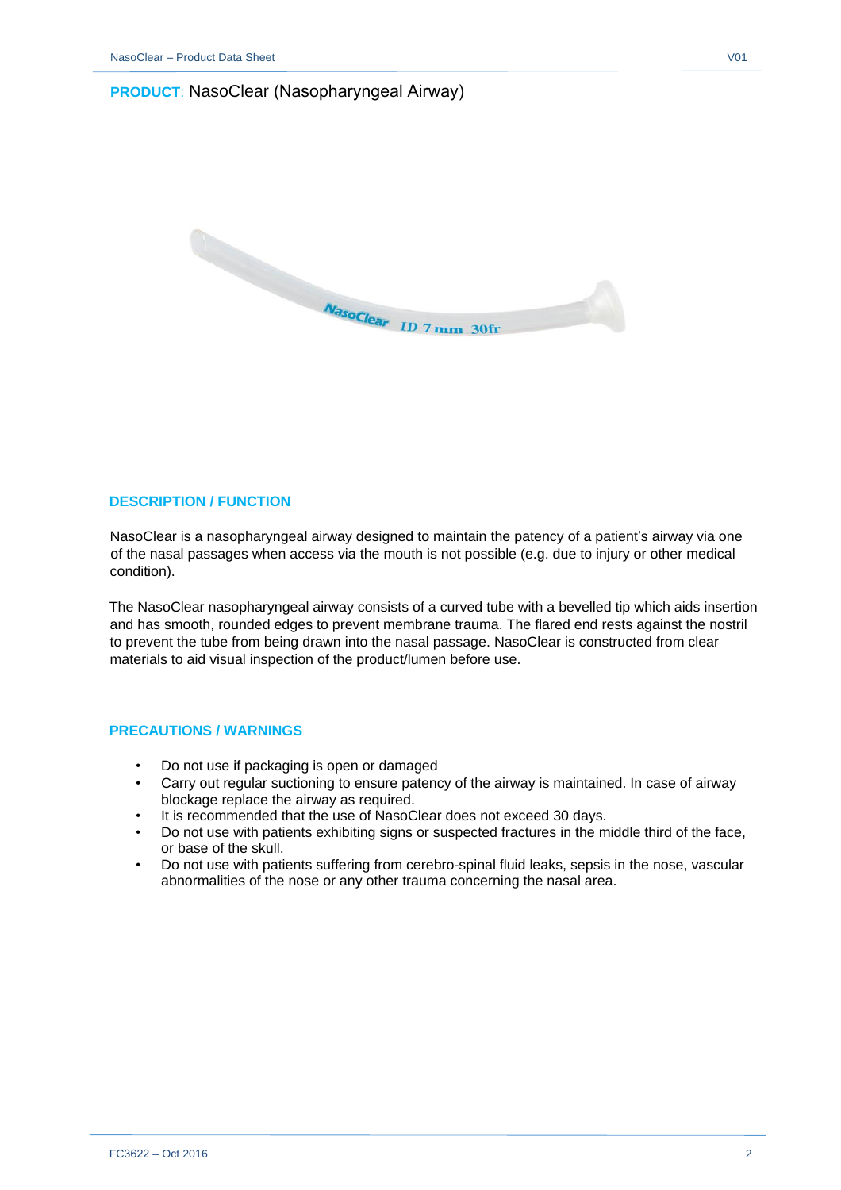**PRODUCT**: NasoClear (Nasopharyngeal Airway)

## DESCRIPTION / FUNCTION

NasoClear is a nasopharyngeal airway designed to maintain the patency of a patient's airway via one of the nasal passages when access via the mouth is not possible (e.g. due to injury or other medical condition).

The NasoClear nasopharyngeal airway consists of a curved tube with a bevelled tip which aids insertion and has smooth, rounded edges to prevent membrane trauma. The flared end rests against the nostril to prevent the tube from being drawn into the nasal passage. NasoClear is constructed from clear materials to aid visual inspection of the product/lumen before use.

## PRECAUTIONS / WARNINGS

- Do not use if packaging is open or damaged
- Carry out regular suctioning to ensure patency of the airway is maintained. In case of airway blockage replace the airway as required.
- It is recommended that the use of NasoClear does not exceed 30 days.
- Do not use with patients exhibiting signs or suspected fractures in the middle third of the face, or base of the skull.
- Do not use with patients suffering from cerebro-spinal fluid leaks, sepsis in the nose, vascular abnormalities of the nose or any other trauma concerning the nasal area.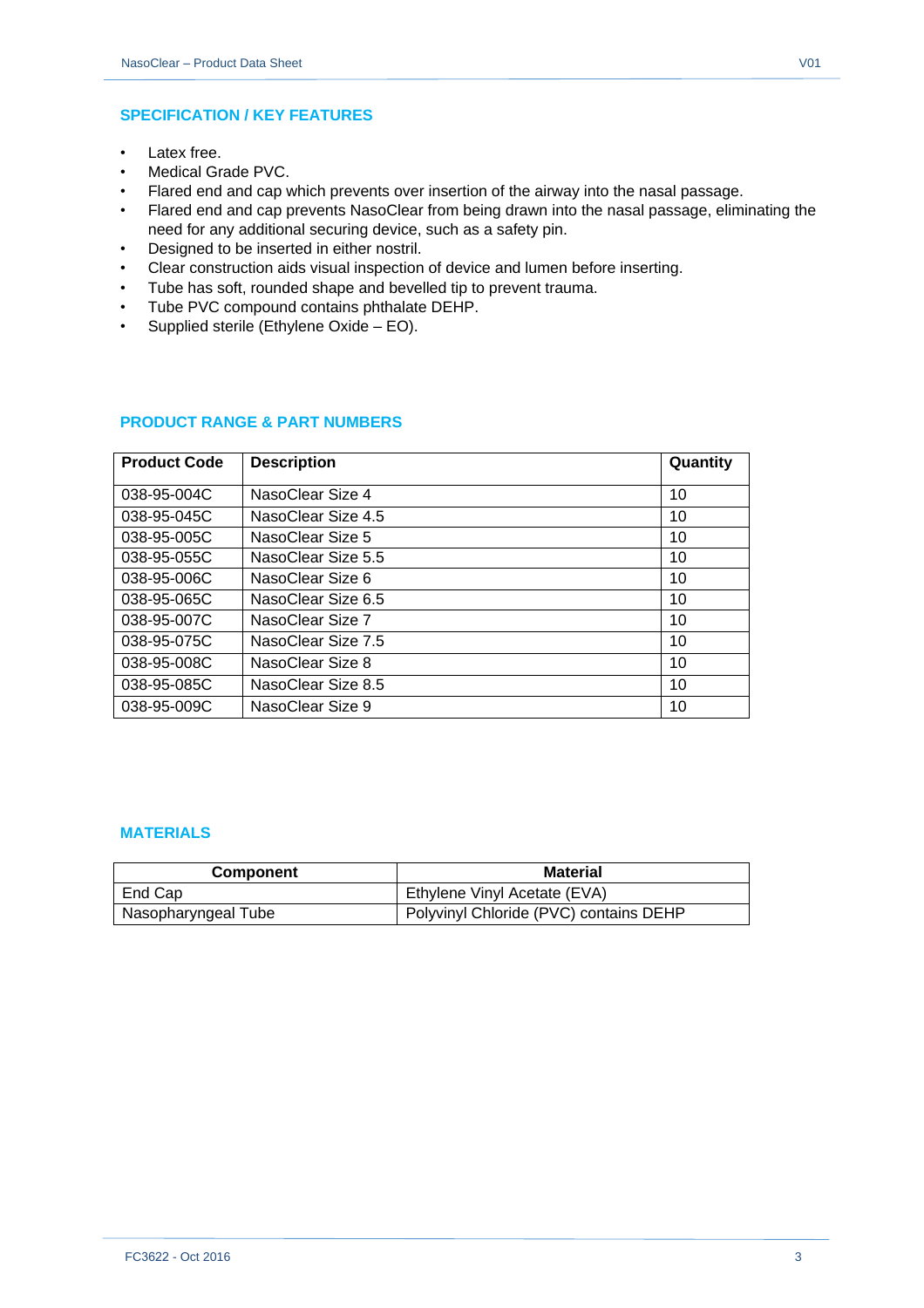## SPECIFICATION / KEY FEATURES

- Latex free.
- Medical Grade PVC.
- Flared end and cap which prevents over insertion of the airway into the nasal passage.
- Flared end and cap prevents NasoClear from being drawn into the nasal passage, eliminating the need for any additional securing device, such as a safety pin.
- Designed to be inserted in either nostril.
- Clear construction aids visual inspection of device and lumen before inserting.
- Tube has soft, rounded shape and bevelled tip to prevent trauma.
- Tube PVC compound contains phthalate DEHP.
- Supplied sterile (Ethylene Oxide – EO).

## PRODUCT RANGE & PART NUMBERS

| Product Code | Description | Quantity |
|---|---|---|
| 038-95-004C | NasoClear Size 4 | 10 |
| 038-95-045C | NasoClear Size 4.5 | 10 |
| 038-95-005C | NasoClear Size 5 | 10 |
| 038-95-055C | NasoClear Size 5.5 | 10 |
| 038-95-006C | NasoClear Size 6 | 10 |
| 038-95-065C | NasoClear Size 6.5 | 10 |
| 038-95-007C | NasoClear Size 7 | 10 |
| 038-95-075C | NasoClear Size 7.5 | 10 |
| 038-95-008C | NasoClear Size 8 | 10 |
| 038-95-085C | NasoClear Size 8.5 | 10 |
| 038-95-009C | NasoClear Size 9 | 10 |

## MATERIALS

| Component | Material |
|---|---|
| End Cap | Ethylene Vinyl Acetate (EVA) |
| Nasopharyngeal Tube | Polyvinyl Chloride (PVC) contains DEHP |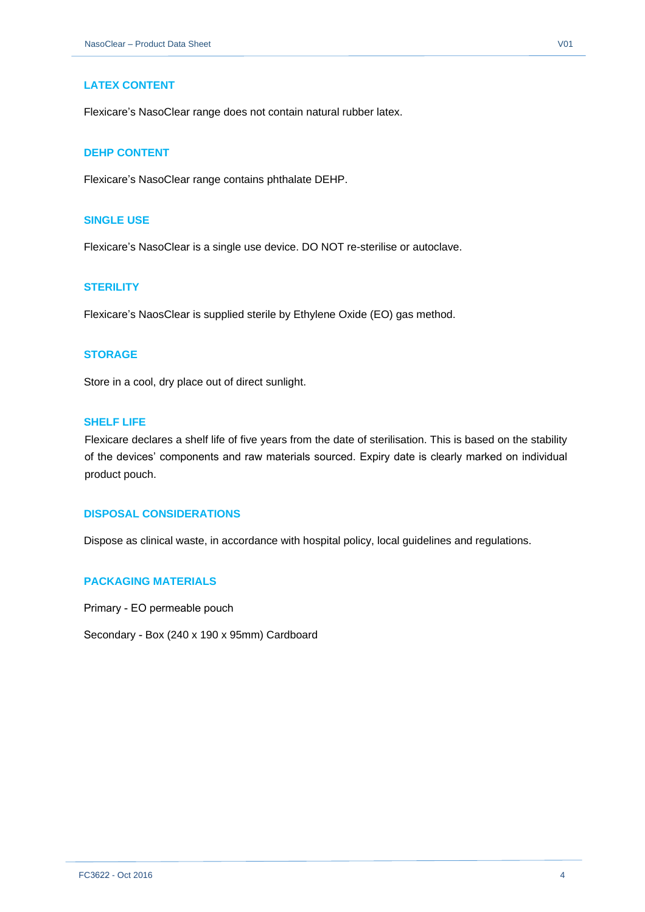## LATEX CONTENT

Flexicare's NasoClear range does not contain natural rubber latex.

## DEHP CONTENT

Flexicare's NasoClear range contains phthalate DEHP.

## SINGLE USE

Flexicare's NasoClear is a single use device. DO NOT re-sterilise or autoclave.

## STERILITY

Flexicare's NaosClear is supplied sterile by Ethylene Oxide (EO) gas method.

## STORAGE

Store in a cool, dry place out of direct sunlight.

## SHELF LIFE

Flexicare declares a shelf life of five years from the date of sterilisation. This is based on the stability of the devices' components and raw materials sourced. Expiry date is clearly marked on individual product pouch.

## DISPOSAL CONSIDERATIONS

Dispose as clinical waste, in accordance with hospital policy, local guidelines and regulations.

## PACKAGING MATERIALS

Primary - EO permeable pouch

Secondary - Box (240 x 190 x 95mm) Cardboard